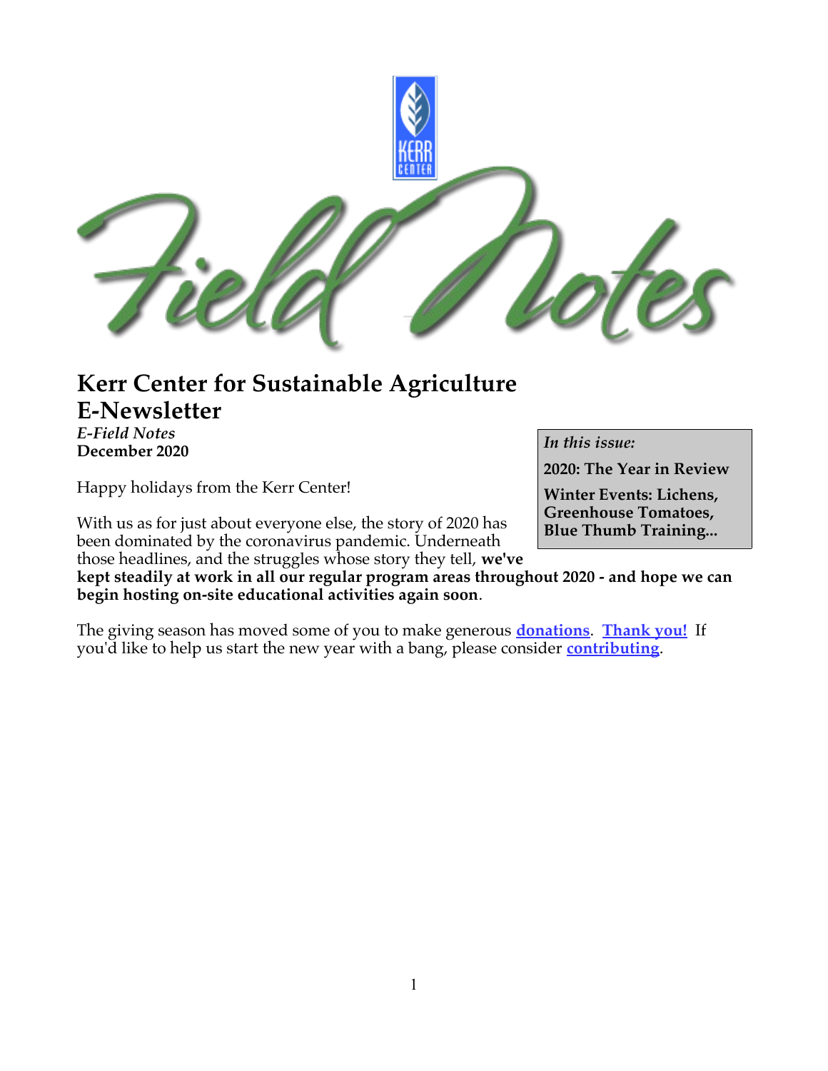# Kerr Center for Sustainable Agriculture E-Newsletter

*E-Field Notes*
**December 2020**

> *In this issue:*
>
> **2020: The Year in Review**
>
> **Winter Events: Lichens, Greenhouse Tomatoes, Blue Thumb Training...**

Happy holidays from the Kerr Center!

With us as for just about everyone else, the story of 2020 has been dominated by the coronavirus pandemic. Underneath those headlines, and the struggles whose story they tell, **we've kept steadily at work in all our regular program areas throughout 2020 - and hope we can begin hosting on-site educational activities again soon**.

The giving season has moved some of you to make generous **donations**. **Thank you!** If you'd like to help us start the new year with a bang, please consider **contributing**.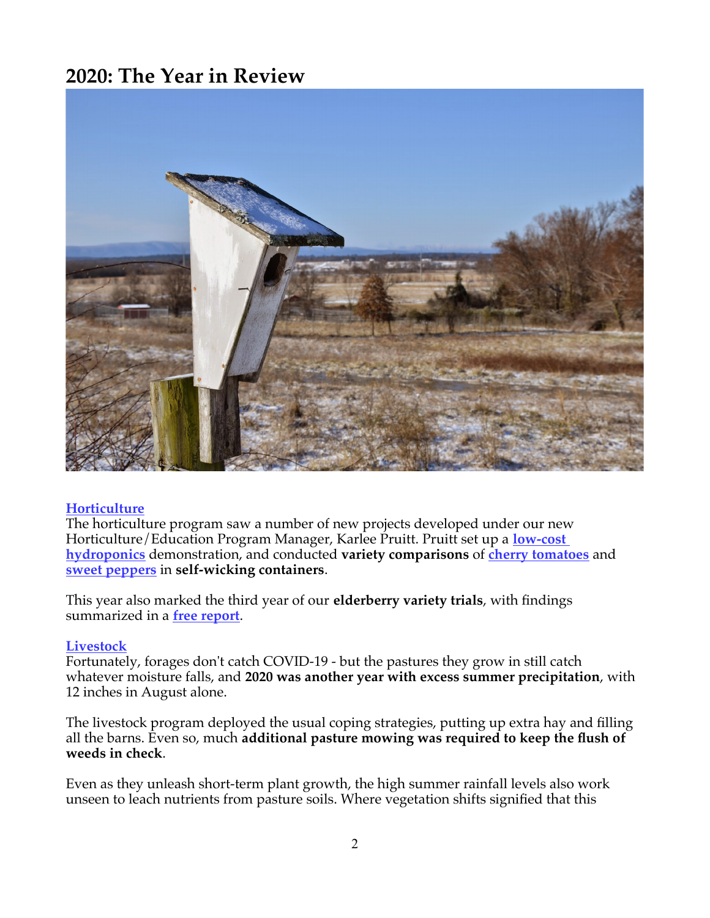# 2020: The Year in Review

## [Horticulture]

The horticulture program saw a number of new projects developed under our new Horticulture/Education Program Manager, Karlee Pruitt. Pruitt set up a low-cost hydroponics demonstration, and conducted **variety comparisons** of cherry tomatoes and sweet peppers in **self-wicking containers**.

This year also marked the third year of our **elderberry variety trials**, with findings summarized in a free report.

## Livestock

Fortunately, forages don't catch COVID-19 - but the pastures they grow in still catch whatever moisture falls, and **2020 was another year with excess summer precipitation**, with 12 inches in August alone.

The livestock program deployed the usual coping strategies, putting up extra hay and filling all the barns. Even so, much **additional pasture mowing was required to keep the flush of weeds in check**.

Even as they unleash short-term plant growth, the high summer rainfall levels also work unseen to leach nutrients from pasture soils. Where vegetation shifts signified that this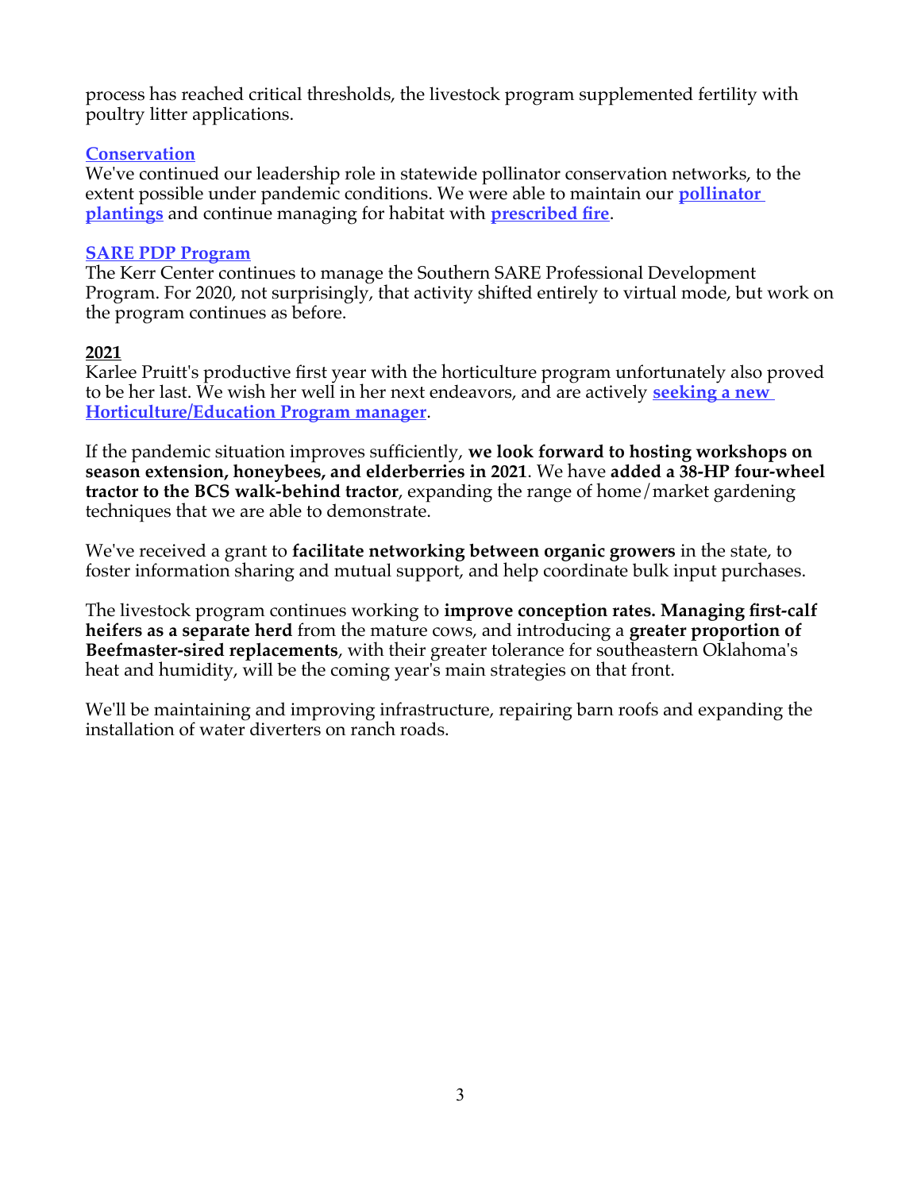process has reached critical thresholds, the livestock program supplemented fertility with poultry litter applications.

**Conservation**

We've continued our leadership role in statewide pollinator conservation networks, to the extent possible under pandemic conditions. We were able to maintain our **pollinator plantings** and continue managing for habitat with **prescribed fire**.

**SARE PDP Program**

The Kerr Center continues to manage the Southern SARE Professional Development Program. For 2020, not surprisingly, that activity shifted entirely to virtual mode, but work on the program continues as before.

**2021**

Karlee Pruitt's productive first year with the horticulture program unfortunately also proved to be her last. We wish her well in her next endeavors, and are actively **seeking a new Horticulture/Education Program manager**.

If the pandemic situation improves sufficiently, **we look forward to hosting workshops on season extension, honeybees, and elderberries in 2021**. We have **added a 38-HP four-wheel tractor to the BCS walk-behind tractor**, expanding the range of home/market gardening techniques that we are able to demonstrate.

We've received a grant to **facilitate networking between organic growers** in the state, to foster information sharing and mutual support, and help coordinate bulk input purchases.

The livestock program continues working to **improve conception rates. Managing first-calf heifers as a separate herd** from the mature cows, and introducing a **greater proportion of Beefmaster-sired replacements**, with their greater tolerance for southeastern Oklahoma's heat and humidity, will be the coming year's main strategies on that front.

We'll be maintaining and improving infrastructure, repairing barn roofs and expanding the installation of water diverters on ranch roads.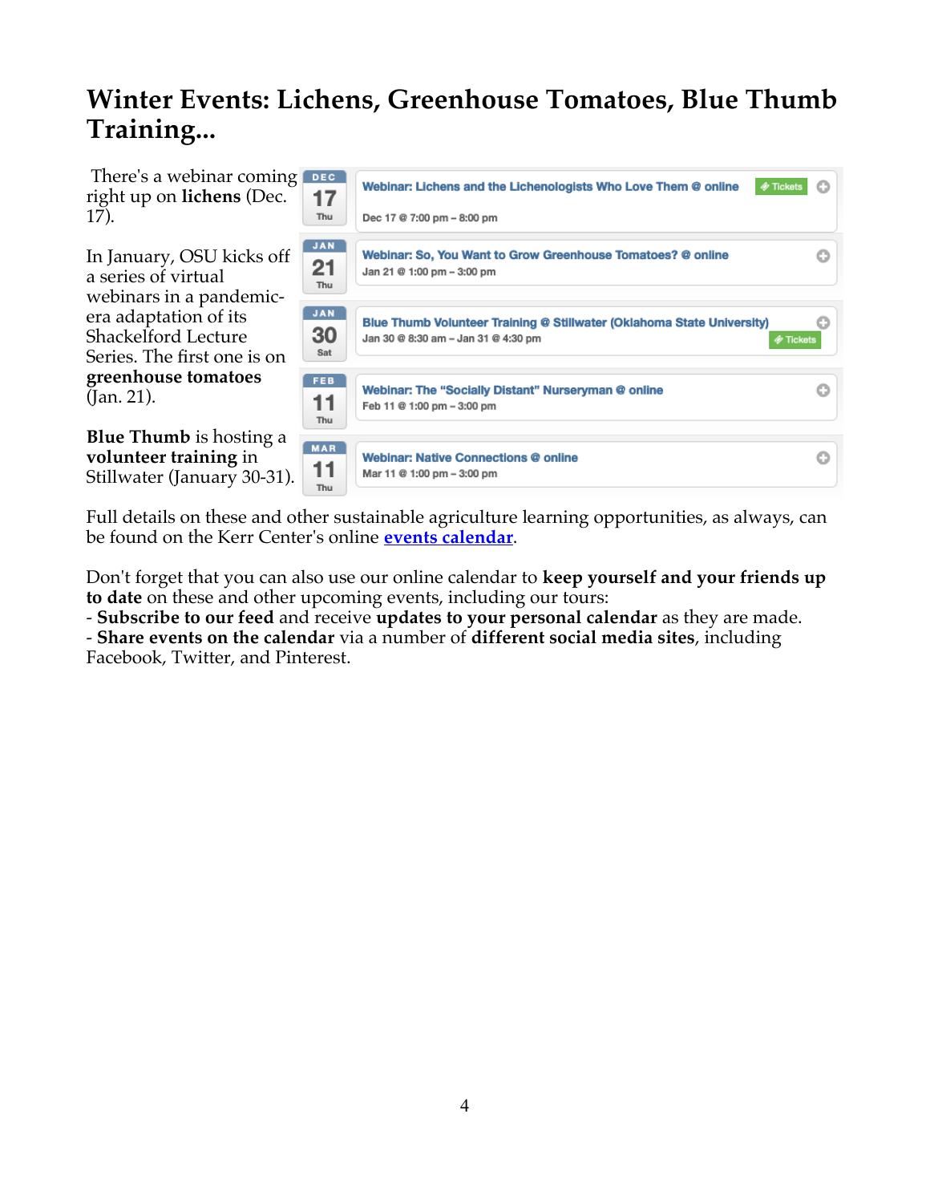# Winter Events: Lichens, Greenhouse Tomatoes, Blue Thumb Training...

There's a webinar coming right up on **lichens** (Dec. 17).

In January, OSU kicks off a series of virtual webinars in a pandemic-era adaptation of its Shackelford Lecture Series. The first one is on **greenhouse tomatoes** (Jan. 21).

**Blue Thumb** is hosting a **volunteer training** in Stillwater (January 30-31).

DEC 17 Thu — Webinar: Lichens and the Lichenologists Who Love Them @ online — Tickets
Dec 17 @ 7:00 pm – 8:00 pm

JAN 21 Thu — Webinar: So, You Want to Grow Greenhouse Tomatoes? @ online
Jan 21 @ 1:00 pm – 3:00 pm

JAN 30 Sat — Blue Thumb Volunteer Training @ Stillwater (Oklahoma State University) — Tickets
Jan 30 @ 8:30 am – Jan 31 @ 4:30 pm

FEB 11 Thu — Webinar: The "Socially Distant" Nurseryman @ online
Feb 11 @ 1:00 pm – 3:00 pm

MAR 11 Thu — Webinar: Native Connections @ online
Mar 11 @ 1:00 pm – 3:00 pm

Full details on these and other sustainable agriculture learning opportunities, as always, can be found on the Kerr Center's online **events calendar**.

Don't forget that you can also use our online calendar to **keep yourself and your friends up to date** on these and other upcoming events, including our tours:
- **Subscribe to our feed** and receive **updates to your personal calendar** as they are made.
- **Share events on the calendar** via a number of **different social media sites**, including Facebook, Twitter, and Pinterest.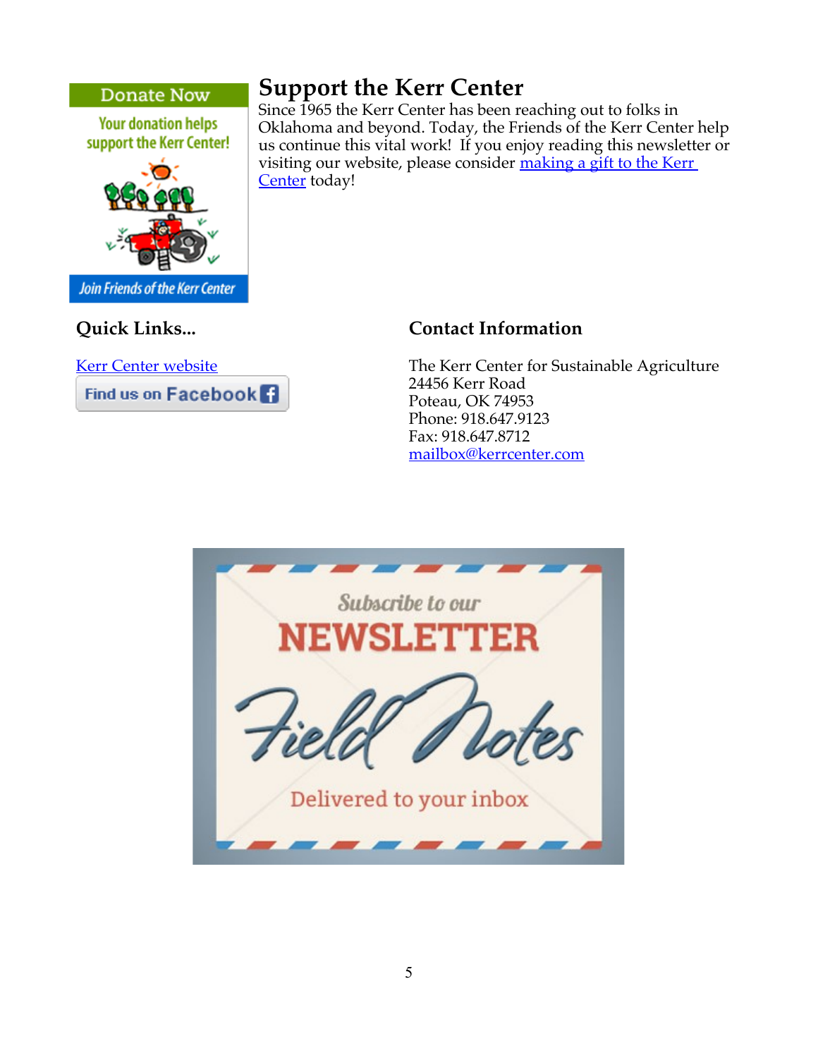Donate Now

Your donation helps support the Kerr Center!

Join Friends of the Kerr Center

## Support the Kerr Center

Since 1965 the Kerr Center has been reaching out to folks in Oklahoma and beyond. Today, the Friends of the Kerr Center help us continue this vital work! If you enjoy reading this newsletter or visiting our website, please consider making a gift to the Kerr Center today!

### Quick Links...

Kerr Center website

Find us on Facebook

### Contact Information

The Kerr Center for Sustainable Agriculture
24456 Kerr Road
Poteau, OK 74953
Phone: 918.647.9123
Fax: 918.647.8712
mailbox@kerrcenter.com

Subscribe to our

NEWSLETTER

Field Notes

Delivered to your inbox